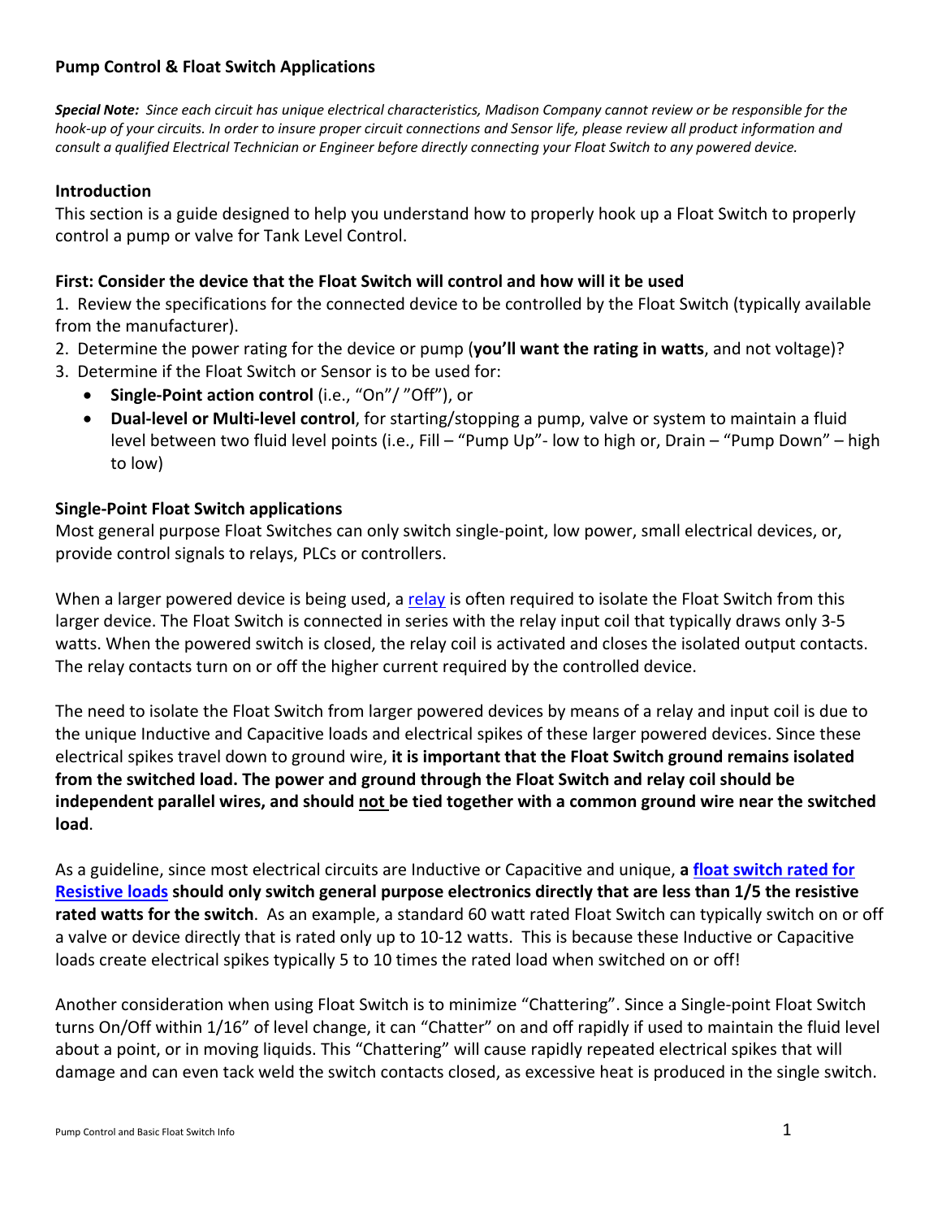**Pump Control & Float Switch Applications**

***Special Note:** Since each circuit has unique electrical characteristics, Madison Company cannot review or be responsible for the hook-up of your circuits. In order to insure proper circuit connections and Sensor life, please review all product information and consult a qualified Electrical Technician or Engineer before directly connecting your Float Switch to any powered device.*

**Introduction**

This section is a guide designed to help you understand how to properly hook up a Float Switch to properly control a pump or valve for Tank Level Control.

**First: Consider the device that the Float Switch will control and how will it be used**

1. Review the specifications for the connected device to be controlled by the Float Switch (typically available from the manufacturer).
2. Determine the power rating for the device or pump (**you'll want the rating in watts**, and not voltage)?
3. Determine if the Float Switch or Sensor is to be used for:
   - **Single-Point action control** (i.e., "On"/ "Off"), or
   - **Dual-level or Multi-level control**, for starting/stopping a pump, valve or system to maintain a fluid level between two fluid level points (i.e., Fill – "Pump Up"- low to high or, Drain – "Pump Down" – high to low)

**Single-Point Float Switch applications**

Most general purpose Float Switches can only switch single-point, low power, small electrical devices, or, provide control signals to relays, PLCs or controllers.

When a larger powered device is being used, a relay is often required to isolate the Float Switch from this larger device. The Float Switch is connected in series with the relay input coil that typically draws only 3-5 watts. When the powered switch is closed, the relay coil is activated and closes the isolated output contacts. The relay contacts turn on or off the higher current required by the controlled device.

The need to isolate the Float Switch from larger powered devices by means of a relay and input coil is due to the unique Inductive and Capacitive loads and electrical spikes of these larger powered devices. Since these electrical spikes travel down to ground wire, **it is important that the Float Switch ground remains isolated from the switched load. The power and ground through the Float Switch and relay coil should be independent parallel wires, and should <u>not</u> be tied together with a common ground wire near the switched load**.

As a guideline, since most electrical circuits are Inductive or Capacitive and unique, **a float switch rated for Resistive loads should only switch general purpose electronics directly that are less than 1/5 the resistive rated watts for the switch**. As an example, a standard 60 watt rated Float Switch can typically switch on or off a valve or device directly that is rated only up to 10-12 watts. This is because these Inductive or Capacitive loads create electrical spikes typically 5 to 10 times the rated load when switched on or off!

Another consideration when using Float Switch is to minimize "Chattering". Since a Single-point Float Switch turns On/Off within 1/16" of level change, it can "Chatter" on and off rapidly if used to maintain the fluid level about a point, or in moving liquids. This "Chattering" will cause rapidly repeated electrical spikes that will damage and can even tack weld the switch contacts closed, as excessive heat is produced in the single switch.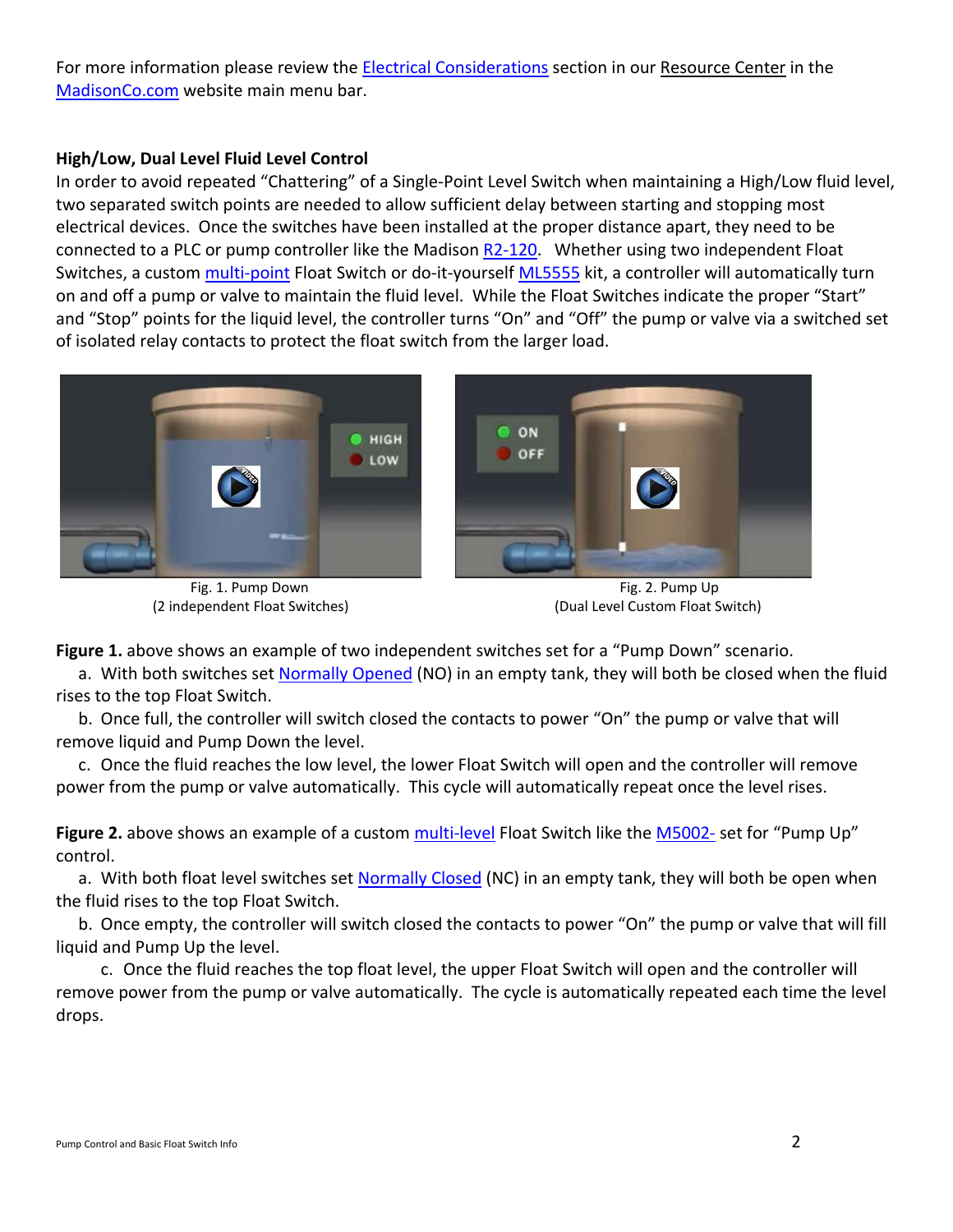For more information please review the Electrical Considerations section in our Resource Center in the MadisonCo.com website main menu bar.

**High/Low, Dual Level Fluid Level Control**

In order to avoid repeated "Chattering" of a Single-Point Level Switch when maintaining a High/Low fluid level, two separated switch points are needed to allow sufficient delay between starting and stopping most electrical devices. Once the switches have been installed at the proper distance apart, they need to be connected to a PLC or pump controller like the Madison R2-120. Whether using two independent Float Switches, a custom multi-point Float Switch or do-it-yourself ML5555 kit, a controller will automatically turn on and off a pump or valve to maintain the fluid level. While the Float Switches indicate the proper "Start" and "Stop" points for the liquid level, the controller turns "On" and "Off" the pump or valve via a switched set of isolated relay contacts to protect the float switch from the larger load.

HIGH
LOW

Fig. 1. Pump Down
(2 independent Float Switches)

ON
OFF

Fig. 2. Pump Up
(Dual Level Custom Float Switch)

**Figure 1.** above shows an example of two independent switches set for a "Pump Down" scenario.

a. With both switches set Normally Opened (NO) in an empty tank, they will both be closed when the fluid rises to the top Float Switch.

b. Once full, the controller will switch closed the contacts to power "On" the pump or valve that will remove liquid and Pump Down the level.

c. Once the fluid reaches the low level, the lower Float Switch will open and the controller will remove power from the pump or valve automatically. This cycle will automatically repeat once the level rises.

**Figure 2.** above shows an example of a custom multi-level Float Switch like the M5002- set for "Pump Up" control.

a. With both float level switches set Normally Closed (NC) in an empty tank, they will both be open when the fluid rises to the top Float Switch.

b. Once empty, the controller will switch closed the contacts to power "On" the pump or valve that will fill liquid and Pump Up the level.

c. Once the fluid reaches the top float level, the upper Float Switch will open and the controller will remove power from the pump or valve automatically. The cycle is automatically repeated each time the level drops.